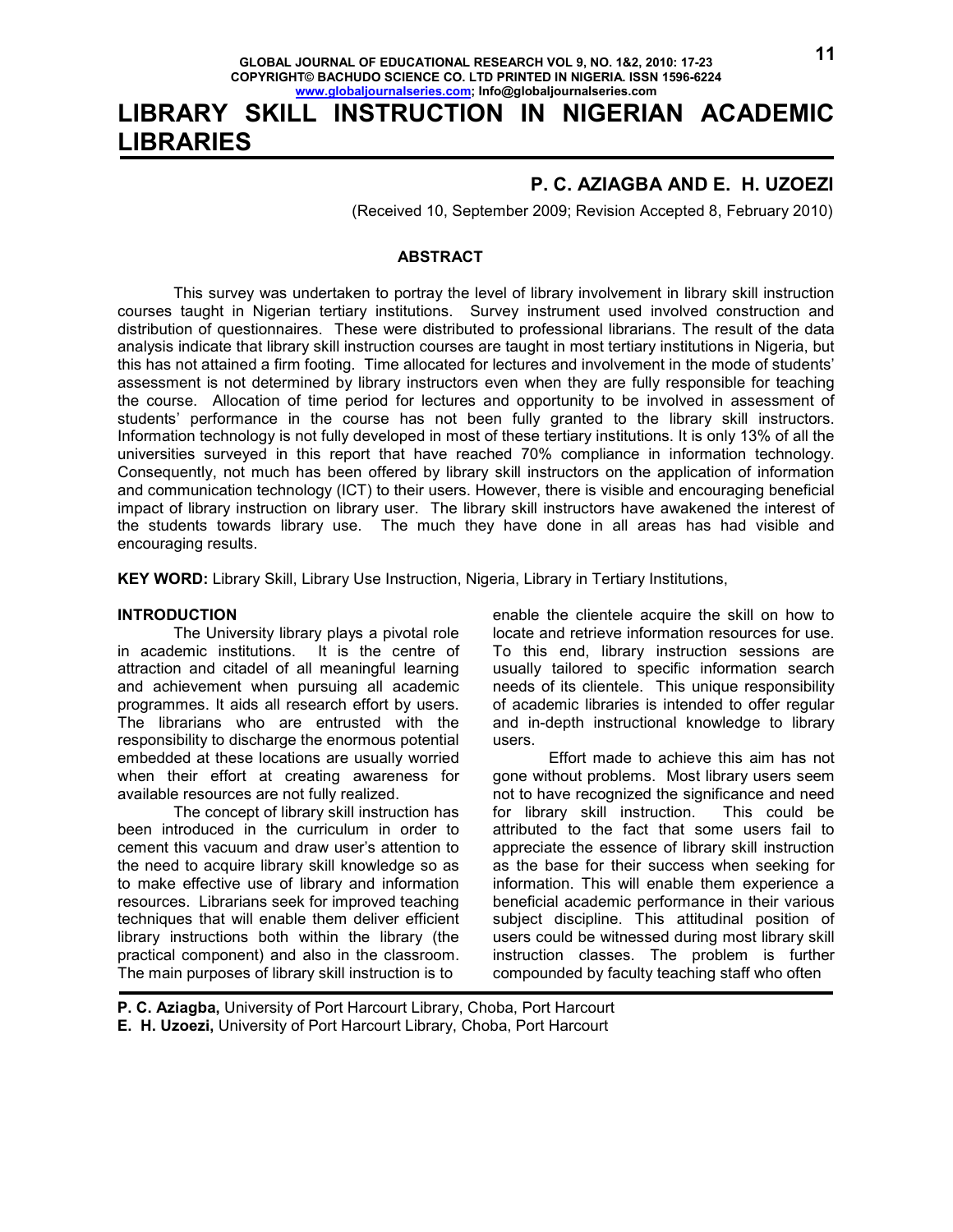# LIBRARY SKILL INSTRUCTION IN NIGERIAN ACADEMIC LIBRARIES

## P. C. AZIAGBA AND E. H. UZOEZI

(Received 10, September 2009; Revision Accepted 8, February 2010)

### ABSTRACT

This survey was undertaken to portray the level of library involvement in library skill instruction courses taught in Nigerian tertiary institutions. Survey instrument used involved construction and distribution of questionnaires. These were distributed to professional librarians. The result of the data analysis indicate that library skill instruction courses are taught in most tertiary institutions in Nigeria, but this has not attained a firm footing. Time allocated for lectures and involvement in the mode of students' assessment is not determined by library instructors even when they are fully responsible for teaching the course. Allocation of time period for lectures and opportunity to be involved in assessment of students' performance in the course has not been fully granted to the library skill instructors. Information technology is not fully developed in most of these tertiary institutions. It is only 13% of all the universities surveyed in this report that have reached 70% compliance in information technology. Consequently, not much has been offered by library skill instructors on the application of information and communication technology (ICT) to their users. However, there is visible and encouraging beneficial impact of library instruction on library user. The library skill instructors have awakened the interest of the students towards library use. The much they have done in all areas has had visible and encouraging results.

**KEY WORD:** Library Skill, Library Use Instruction, Nigeria, Library in Tertiary Institutions,

### INTRODUCTION

The University library plays a pivotal role in academic institutions. It is the centre of attraction and citadel of all meaningful learning and achievement when pursuing all academic programmes. It aids all research effort by users. The librarians who are entrusted with the responsibility to discharge the enormous potential embedded at these locations are usually worried when their effort at creating awareness for available resources are not fully realized.

The concept of library skill instruction has been introduced in the curriculum in order to cement this vacuum and draw user's attention to the need to acquire library skill knowledge so as to make effective use of library and information resources. Librarians seek for improved teaching techniques that will enable them deliver efficient library instructions both within the library (the practical component) and also in the classroom. The main purposes of library skill instruction is to enable the clientele acquire the skill on how to locate and retrieve information resources for use. To this end, library instruction sessions are usually tailored to specific information search needs of its clientele. This unique responsibility of academic libraries is intended to offer regular and in-depth instructional knowledge to library users.

Effort made to achieve this aim has not gone without problems. Most library users seem not to have recognized the significance and need for library skill instruction. This could be attributed to the fact that some users fail to appreciate the essence of library skill instruction as the base for their success when seeking for information. This will enable them experience a beneficial academic performance in their various subject discipline. This attitudinal position of users could be witnessed during most library skill instruction classes. The problem is further compounded by faculty teaching staff who often

**P. C. Aziagba,** University of Port Harcourt Library, Choba, Port Harcourt
**E. H. Uzoezi,** University of Port Harcourt Library, Choba, Port Harcourt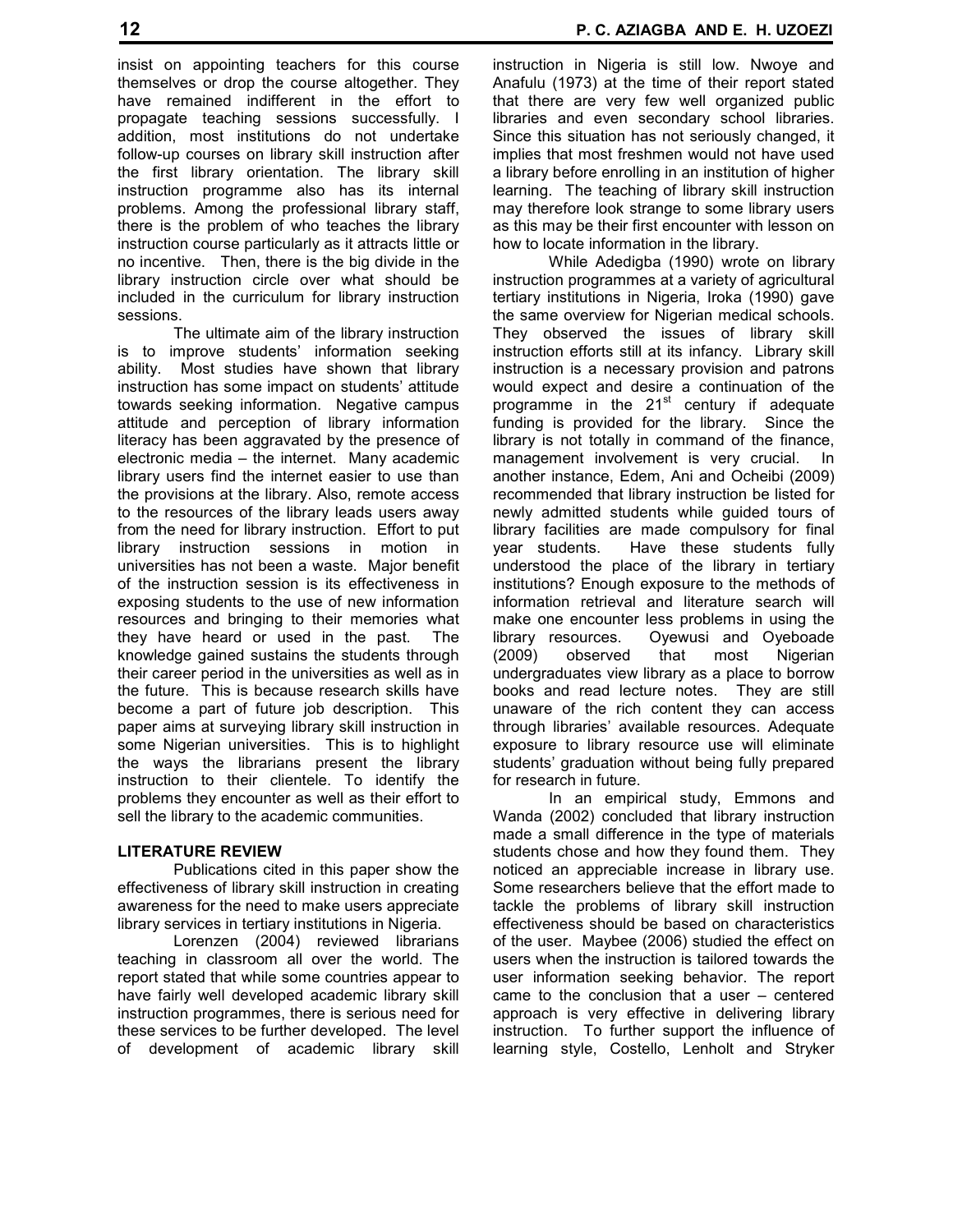insist on appointing teachers for this course themselves or drop the course altogether. They have remained indifferent in the effort to propagate teaching sessions successfully. I addition, most institutions do not undertake follow-up courses on library skill instruction after the first library orientation. The library skill instruction programme also has its internal problems. Among the professional library staff, there is the problem of who teaches the library instruction course particularly as it attracts little or no incentive. Then, there is the big divide in the library instruction circle over what should be included in the curriculum for library instruction sessions.

The ultimate aim of the library instruction is to improve students' information seeking ability. Most studies have shown that library instruction has some impact on students' attitude towards seeking information. Negative campus attitude and perception of library information literacy has been aggravated by the presence of electronic media – the internet. Many academic library users find the internet easier to use than the provisions at the library. Also, remote access to the resources of the library leads users away from the need for library instruction. Effort to put library instruction sessions in motion in universities has not been a waste. Major benefit of the instruction session is its effectiveness in exposing students to the use of new information resources and bringing to their memories what they have heard or used in the past. The knowledge gained sustains the students through their career period in the universities as well as in the future. This is because research skills have become a part of future job description. This paper aims at surveying library skill instruction in some Nigerian universities. This is to highlight the ways the librarians present the library instruction to their clientele. To identify the problems they encounter as well as their effort to sell the library to the academic communities.

## LITERATURE REVIEW

Publications cited in this paper show the effectiveness of library skill instruction in creating awareness for the need to make users appreciate library services in tertiary institutions in Nigeria.

Lorenzen (2004) reviewed librarians teaching in classroom all over the world. The report stated that while some countries appear to have fairly well developed academic library skill instruction programmes, there is serious need for these services to be further developed. The level of development of academic library skill instruction in Nigeria is still low. Nwoye and Anafulu (1973) at the time of their report stated that there are very few well organized public libraries and even secondary school libraries. Since this situation has not seriously changed, it implies that most freshmen would not have used a library before enrolling in an institution of higher learning. The teaching of library skill instruction may therefore look strange to some library users as this may be their first encounter with lesson on how to locate information in the library.

While Adedigba (1990) wrote on library instruction programmes at a variety of agricultural tertiary institutions in Nigeria, Iroka (1990) gave the same overview for Nigerian medical schools. They observed the issues of library skill instruction efforts still at its infancy. Library skill instruction is a necessary provision and patrons would expect and desire a continuation of the programme in the 21st century if adequate funding is provided for the library. Since the library is not totally in command of the finance, management involvement is very crucial. In another instance, Edem, Ani and Ocheibi (2009) recommended that library instruction be listed for newly admitted students while guided tours of library facilities are made compulsory for final year students. Have these students fully understood the place of the library in tertiary institutions? Enough exposure to the methods of information retrieval and literature search will make one encounter less problems in using the library resources. Oyewusi and Oyeboade (2009) observed that most Nigerian undergraduates view library as a place to borrow books and read lecture notes. They are still unaware of the rich content they can access through libraries' available resources. Adequate exposure to library resource use will eliminate students' graduation without being fully prepared for research in future.

In an empirical study, Emmons and Wanda (2002) concluded that library instruction made a small difference in the type of materials students chose and how they found them. They noticed an appreciable increase in library use. Some researchers believe that the effort made to tackle the problems of library skill instruction effectiveness should be based on characteristics of the user. Maybee (2006) studied the effect on users when the instruction is tailored towards the user information seeking behavior. The report came to the conclusion that a user – centered approach is very effective in delivering library instruction. To further support the influence of learning style, Costello, Lenholt and Stryker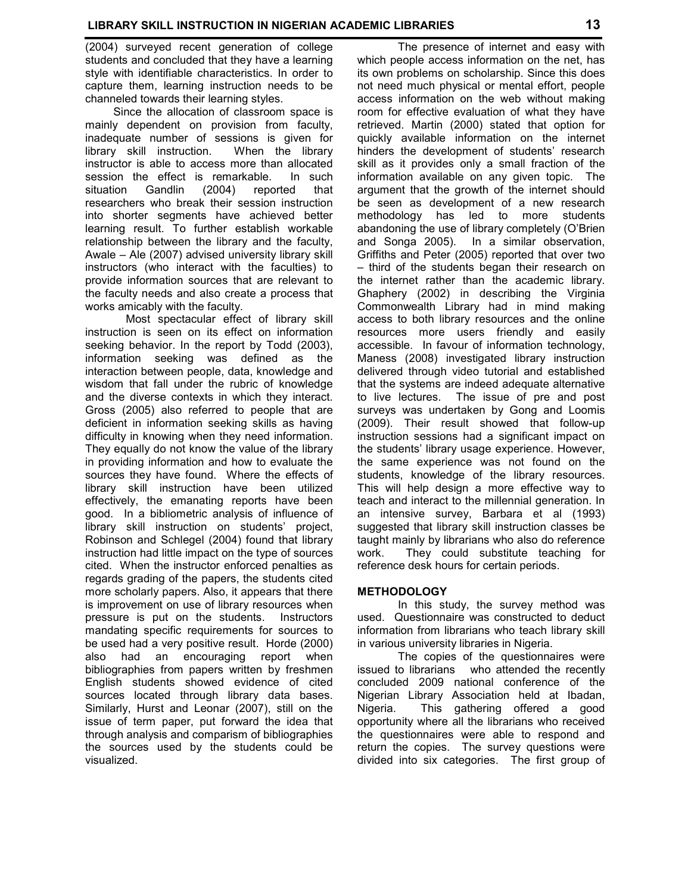(2004) surveyed recent generation of college students and concluded that they have a learning style with identifiable characteristics. In order to capture them, learning instruction needs to be channeled towards their learning styles.

Since the allocation of classroom space is mainly dependent on provision from faculty, inadequate number of sessions is given for library skill instruction. When the library instructor is able to access more than allocated session the effect is remarkable. In such situation Gandlin (2004) reported that researchers who break their session instruction into shorter segments have achieved better learning result. To further establish workable relationship between the library and the faculty, Awale – Ale (2007) advised university library skill instructors (who interact with the faculties) to provide information sources that are relevant to the faculty needs and also create a process that works amicably with the faculty.

Most spectacular effect of library skill instruction is seen on its effect on information seeking behavior. In the report by Todd (2003), information seeking was defined as the interaction between people, data, knowledge and wisdom that fall under the rubric of knowledge and the diverse contexts in which they interact. Gross (2005) also referred to people that are deficient in information seeking skills as having difficulty in knowing when they need information. They equally do not know the value of the library in providing information and how to evaluate the sources they have found. Where the effects of library skill instruction have been utilized effectively, the emanating reports have been good. In a bibliometric analysis of influence of library skill instruction on students' project, Robinson and Schlegel (2004) found that library instruction had little impact on the type of sources cited. When the instructor enforced penalties as regards grading of the papers, the students cited more scholarly papers. Also, it appears that there is improvement on use of library resources when pressure is put on the students. Instructors mandating specific requirements for sources to be used had a very positive result. Horde (2000) also had an encouraging report when bibliographies from papers written by freshmen English students showed evidence of cited sources located through library data bases. Similarly, Hurst and Leonar (2007), still on the issue of term paper, put forward the idea that through analysis and comparism of bibliographies the sources used by the students could be visualized.

The presence of internet and easy with which people access information on the net, has its own problems on scholarship. Since this does not need much physical or mental effort, people access information on the web without making room for effective evaluation of what they have retrieved. Martin (2000) stated that option for quickly available information on the internet hinders the development of students' research skill as it provides only a small fraction of the information available on any given topic. The argument that the growth of the internet should be seen as development of a new research methodology has led to more students abandoning the use of library completely (O'Brien and Songa 2005). In a similar observation, Griffiths and Peter (2005) reported that over two – third of the students began their research on the internet rather than the academic library. Ghaphery (2002) in describing the Virginia Commonwealth Library had in mind making access to both library resources and the online resources more users friendly and easily accessible. In favour of information technology, Maness (2008) investigated library instruction delivered through video tutorial and established that the systems are indeed adequate alternative to live lectures. The issue of pre and post surveys was undertaken by Gong and Loomis (2009). Their result showed that follow-up instruction sessions had a significant impact on the students' library usage experience. However, the same experience was not found on the students, knowledge of the library resources. This will help design a more effective way to teach and interact to the millennial generation. In an intensive survey, Barbara et al (1993) suggested that library skill instruction classes be taught mainly by librarians who also do reference work. They could substitute teaching for reference desk hours for certain periods.

## METHODOLOGY

In this study, the survey method was used. Questionnaire was constructed to deduct information from librarians who teach library skill in various university libraries in Nigeria.

The copies of the questionnaires were issued to librarians who attended the recently concluded 2009 national conference of the Nigerian Library Association held at Ibadan, Nigeria. This gathering offered a good opportunity where all the librarians who received the questionnaires were able to respond and return the copies. The survey questions were divided into six categories. The first group of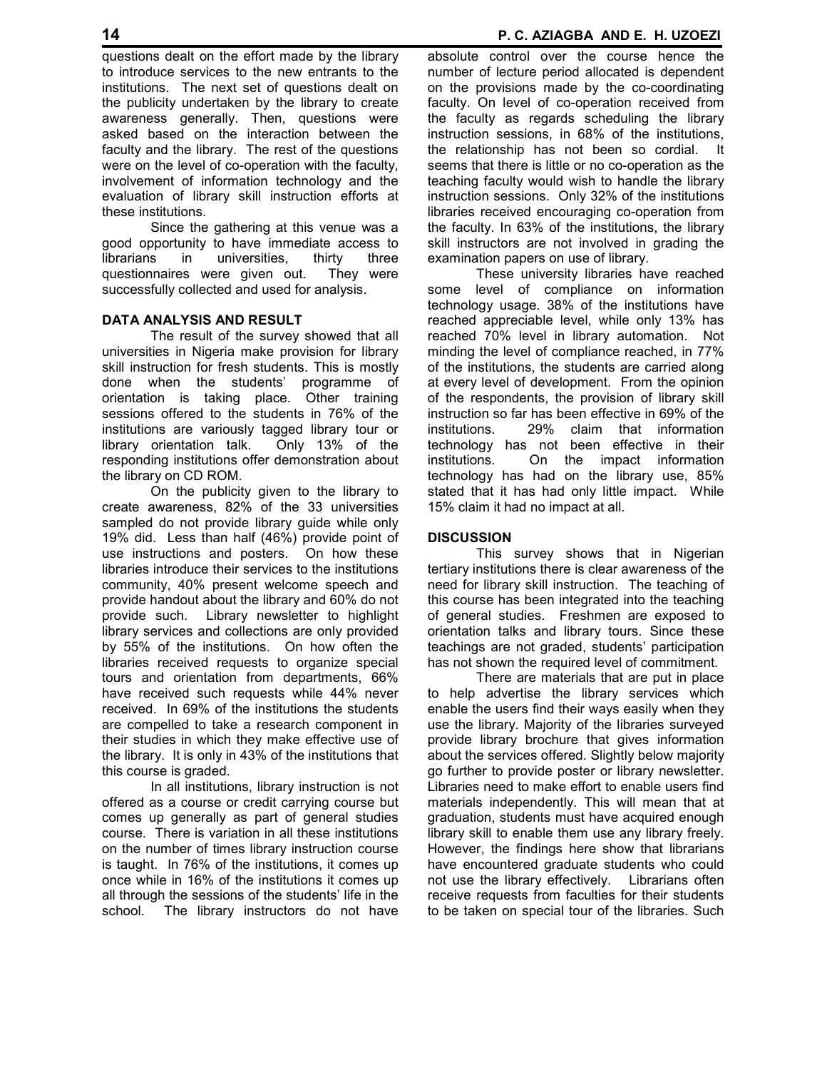questions dealt on the effort made by the library to introduce services to the new entrants to the institutions. The next set of questions dealt on the publicity undertaken by the library to create awareness generally. Then, questions were asked based on the interaction between the faculty and the library. The rest of the questions were on the level of co-operation with the faculty, involvement of information technology and the evaluation of library skill instruction efforts at these institutions.

Since the gathering at this venue was a good opportunity to have immediate access to librarians in universities, thirty three questionnaires were given out. They were successfully collected and used for analysis.

## DATA ANALYSIS AND RESULT

The result of the survey showed that all universities in Nigeria make provision for library skill instruction for fresh students. This is mostly done when the students' programme of orientation is taking place. Other training sessions offered to the students in 76% of the institutions are variously tagged library tour or library orientation talk. Only 13% of the responding institutions offer demonstration about the library on CD ROM.

On the publicity given to the library to create awareness, 82% of the 33 universities sampled do not provide library guide while only 19% did. Less than half (46%) provide point of use instructions and posters. On how these libraries introduce their services to the institutions community, 40% present welcome speech and provide handout about the library and 60% do not provide such. Library newsletter to highlight library services and collections are only provided by 55% of the institutions. On how often the libraries received requests to organize special tours and orientation from departments, 66% have received such requests while 44% never received. In 69% of the institutions the students are compelled to take a research component in their studies in which they make effective use of the library. It is only in 43% of the institutions that this course is graded.

In all institutions, library instruction is not offered as a course or credit carrying course but comes up generally as part of general studies course. There is variation in all these institutions on the number of times library instruction course is taught. In 76% of the institutions, it comes up once while in 16% of the institutions it comes up all through the sessions of the students' life in the school. The library instructors do not have absolute control over the course hence the number of lecture period allocated is dependent on the provisions made by the co-coordinating faculty. On level of co-operation received from the faculty as regards scheduling the library instruction sessions, in 68% of the institutions, the relationship has not been so cordial. It seems that there is little or no co-operation as the teaching faculty would wish to handle the library instruction sessions. Only 32% of the institutions libraries received encouraging co-operation from the faculty. In 63% of the institutions, the library skill instructors are not involved in grading the examination papers on use of library.

These university libraries have reached some level of compliance on information technology usage. 38% of the institutions have reached appreciable level, while only 13% has reached 70% level in library automation. Not minding the level of compliance reached, in 77% of the institutions, the students are carried along at every level of development. From the opinion of the respondents, the provision of library skill instruction so far has been effective in 69% of the institutions. 29% claim that information technology has not been effective in their institutions. On the impact information technology has had on the library use, 85% stated that it has had only little impact. While 15% claim it had no impact at all.

## DISCUSSION

This survey shows that in Nigerian tertiary institutions there is clear awareness of the need for library skill instruction. The teaching of this course has been integrated into the teaching of general studies. Freshmen are exposed to orientation talks and library tours. Since these teachings are not graded, students' participation has not shown the required level of commitment.

There are materials that are put in place to help advertise the library services which enable the users find their ways easily when they use the library. Majority of the libraries surveyed provide library brochure that gives information about the services offered. Slightly below majority go further to provide poster or library newsletter. Libraries need to make effort to enable users find materials independently. This will mean that at graduation, students must have acquired enough library skill to enable them use any library freely. However, the findings here show that librarians have encountered graduate students who could not use the library effectively. Librarians often receive requests from faculties for their students to be taken on special tour of the libraries. Such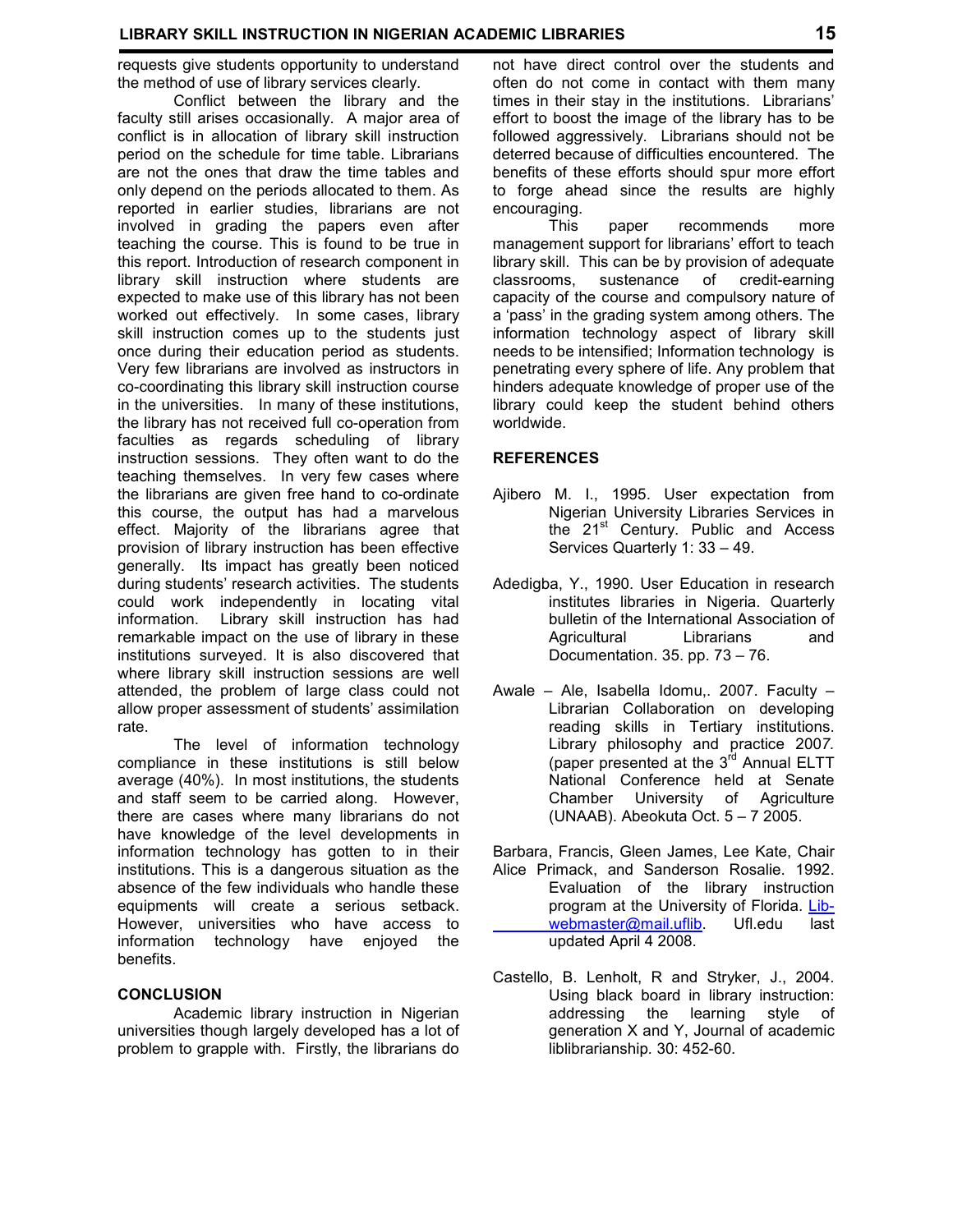requests give students opportunity to understand the method of use of library services clearly.

Conflict between the library and the faculty still arises occasionally. A major area of conflict is in allocation of library skill instruction period on the schedule for time table. Librarians are not the ones that draw the time tables and only depend on the periods allocated to them. As reported in earlier studies, librarians are not involved in grading the papers even after teaching the course. This is found to be true in this report. Introduction of research component in library skill instruction where students are expected to make use of this library has not been worked out effectively. In some cases, library skill instruction comes up to the students just once during their education period as students. Very few librarians are involved as instructors in co-coordinating this library skill instruction course in the universities. In many of these institutions, the library has not received full co-operation from faculties as regards scheduling of library instruction sessions. They often want to do the teaching themselves. In very few cases where the librarians are given free hand to co-ordinate this course, the output has had a marvelous effect. Majority of the librarians agree that provision of library instruction has been effective generally. Its impact has greatly been noticed during students' research activities. The students could work independently in locating vital information. Library skill instruction has had remarkable impact on the use of library in these institutions surveyed. It is also discovered that where library skill instruction sessions are well attended, the problem of large class could not allow proper assessment of students' assimilation rate.

The level of information technology compliance in these institutions is still below average (40%). In most institutions, the students and staff seem to be carried along. However, there are cases where many librarians do not have knowledge of the level developments in information technology has gotten to in their institutions. This is a dangerous situation as the absence of the few individuals who handle these equipments will create a serious setback. However, universities who have access to information technology have enjoyed the benefits.

## CONCLUSION

Academic library instruction in Nigerian universities though largely developed has a lot of problem to grapple with. Firstly, the librarians do not have direct control over the students and often do not come in contact with them many times in their stay in the institutions. Librarians' effort to boost the image of the library has to be followed aggressively. Librarians should not be deterred because of difficulties encountered. The benefits of these efforts should spur more effort to forge ahead since the results are highly encouraging.

This paper recommends more management support for librarians' effort to teach library skill. This can be by provision of adequate classrooms, sustenance of credit-earning capacity of the course and compulsory nature of a 'pass' in the grading system among others. The information technology aspect of library skill needs to be intensified; Information technology is penetrating every sphere of life. Any problem that hinders adequate knowledge of proper use of the library could keep the student behind others worldwide.

## REFERENCES

Ajibero M. I., 1995. User expectation from Nigerian University Libraries Services in the 21st Century. Public and Access Services Quarterly 1: 33 – 49.

Adedigba, Y., 1990. User Education in research institutes libraries in Nigeria. Quarterly bulletin of the International Association of Agricultural Librarians and Documentation. 35. pp. 73 – 76.

Awale – Ale, Isabella Idomu,. 2007. Faculty – Librarian Collaboration on developing reading skills in Tertiary institutions. Library philosophy and practice 2007. (paper presented at the 3rd Annual ELTT National Conference held at Senate Chamber University of Agriculture (UNAAB). Abeokuta Oct. 5 – 7 2005.

Barbara, Francis, Gleen James, Lee Kate, Chair Alice Primack, and Sanderson Rosalie. 1992. Evaluation of the library instruction program at the University of Florida. Lib-webmaster@mail.uflib. Ufl.edu last updated April 4 2008.

Castello, B. Lenholt, R and Stryker, J., 2004. Using black board in library instruction: addressing the learning style of generation X and Y, Journal of academic liblibrarianship. 30: 452-60.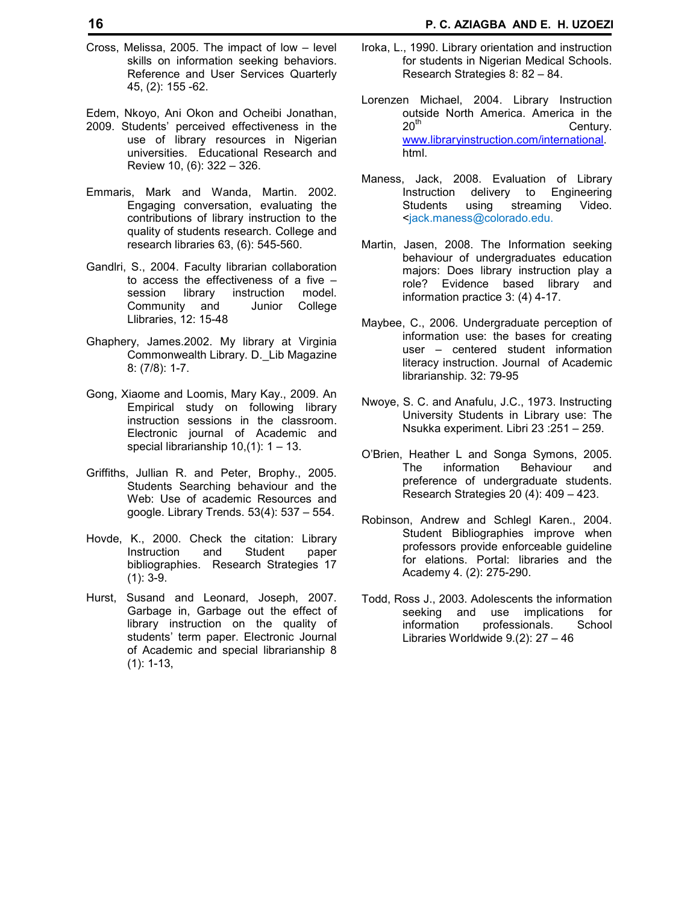Cross, Melissa, 2005. The impact of low – level skills on information seeking behaviors. Reference and User Services Quarterly 45, (2): 155 -62.

Edem, Nkoyo, Ani Okon and Ocheibi Jonathan, 2009. Students' perceived effectiveness in the use of library resources in Nigerian universities. Educational Research and Review 10, (6): 322 – 326.

Emmaris, Mark and Wanda, Martin. 2002. Engaging conversation, evaluating the contributions of library instruction to the quality of students research. College and research libraries 63, (6): 545-560.

Gandlri, S., 2004. Faculty librarian collaboration to access the effectiveness of a five – session library instruction model. Community and Junior College Llibraries, 12: 15-48

Ghaphery, James.2002. My library at Virginia Commonwealth Library. D._Lib Magazine 8: (7/8): 1-7.

Gong, Xiaome and Loomis, Mary Kay., 2009. An Empirical study on following library instruction sessions in the classroom. Electronic journal of Academic and special librarianship 10,(1): 1 – 13.

Griffiths, Jullian R. and Peter, Brophy., 2005. Students Searching behaviour and the Web: Use of academic Resources and google. Library Trends. 53(4): 537 – 554.

Hovde, K., 2000. Check the citation: Library Instruction and Student paper bibliographies. Research Strategies 17 (1): 3-9.

Hurst, Susand and Leonard, Joseph, 2007. Garbage in, Garbage out the effect of library instruction on the quality of students' term paper. Electronic Journal of Academic and special librarianship 8 (1): 1-13,

Iroka, L., 1990. Library orientation and instruction for students in Nigerian Medical Schools. Research Strategies 8: 82 – 84.

Lorenzen Michael, 2004. Library Instruction outside North America. America in the 20th Century. www.libraryinstruction.com/international. html.

Maness, Jack, 2008. Evaluation of Library Instruction delivery to Engineering Students using streaming Video. <jack.maness@colorado.edu.

Martin, Jasen, 2008. The Information seeking behaviour of undergraduates education majors: Does library instruction play a role? Evidence based library and information practice 3: (4) 4-17.

Maybee, C., 2006. Undergraduate perception of information use: the bases for creating user – centered student information literacy instruction. Journal of Academic librarianship. 32: 79-95

Nwoye, S. C. and Anafulu, J.C., 1973. Instructing University Students in Library use: The Nsukka experiment. Libri 23 :251 – 259.

O'Brien, Heather L and Songa Symons, 2005. The information Behaviour and preference of undergraduate students. Research Strategies 20 (4): 409 – 423.

Robinson, Andrew and Schlegl Karen., 2004. Student Bibliographies improve when professors provide enforceable guideline for elations. Portal: libraries and the Academy 4. (2): 275-290.

Todd, Ross J., 2003. Adolescents the information seeking and use implications for information professionals. School Libraries Worldwide 9.(2): 27 – 46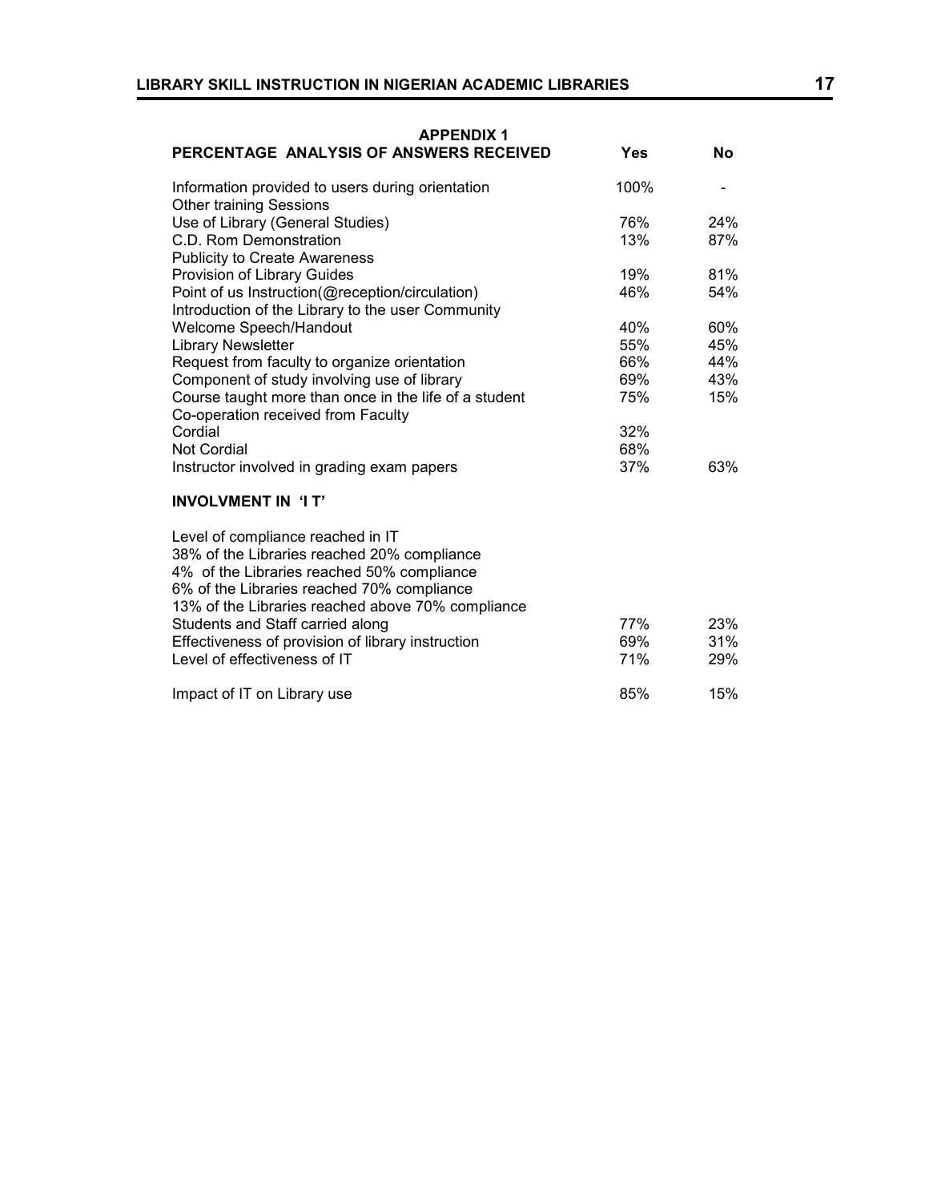## APPENDIX 1

| PERCENTAGE ANALYSIS OF ANSWERS RECEIVED | Yes | No |
|---|---|---|
| Information provided to users during orientation | 100% | - |
| Other training Sessions | | |
| Use of Library (General Studies) | 76% | 24% |
| C.D. Rom Demonstration | 13% | 87% |
| Publicity to Create Awareness | | |
| Provision of Library Guides | 19% | 81% |
| Point of us Instruction(@reception/circulation) | 46% | 54% |
| Introduction of the Library to the user Community | | |
| Welcome Speech/Handout | 40% | 60% |
| Library Newsletter | 55% | 45% |
| Request from faculty to organize orientation | 66% | 44% |
| Component of study involving use of library | 69% | 43% |
| Course taught more than once in the life of a student | 75% | 15% |
| Co-operation received from Faculty | | |
| Cordial | 32% | |
| Not Cordial | 68% | |
| Instructor involved in grading exam papers | 37% | 63% |

**INVOLVMENT IN 'I T'**

| | | |
|---|---|---|
| Level of compliance reached in IT | | |
| 38% of the Libraries reached 20% compliance | | |
| 4% of the Libraries reached 50% compliance | | |
| 6% of the Libraries reached 70% compliance | | |
| 13% of the Libraries reached above 70% compliance | | |
| Students and Staff carried along | 77% | 23% |
| Effectiveness of provision of library instruction | 69% | 31% |
| Level of effectiveness of IT | 71% | 29% |
| Impact of IT on Library use | 85% | 15% |